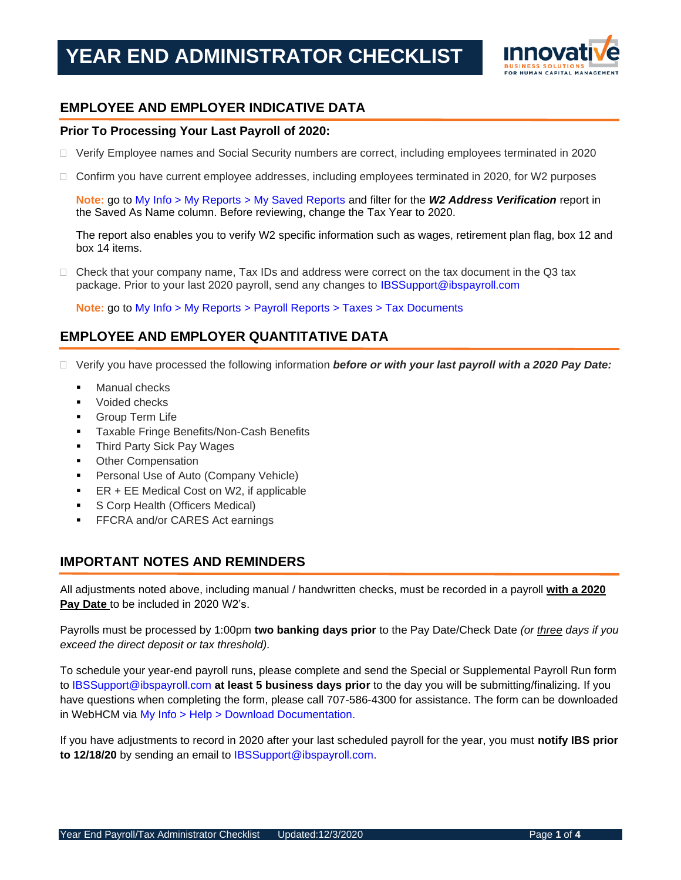# YEAR END ADMINISTRATOR CHECKLIST

## EMPLOYEE AND EMPLOYER INDICATIVE DATA

### Prior To Processing Your Last Payroll of 2020:

- ☐ Verify Employee names and Social Security numbers are correct, including employees terminated in 2020
- ☐ Confirm you have current employee addresses, including employees terminated in 2020, for W2 purposes

  **Note:** go to My Info > My Reports > My Saved Reports and filter for the ***W2 Address Verification*** report in the Saved As Name column. Before reviewing, change the Tax Year to 2020.

  The report also enables you to verify W2 specific information such as wages, retirement plan flag, box 12 and box 14 items.

- ☐ Check that your company name, Tax IDs and address were correct on the tax document in the Q3 tax package. Prior to your last 2020 payroll, send any changes to IBSSupport@ibspayroll.com

  **Note:** go to My Info > My Reports > Payroll Reports > Taxes > Tax Documents

## EMPLOYEE AND EMPLOYER QUANTITATIVE DATA

- ☐ Verify you have processed the following information ***before or with your last payroll with a 2020 Pay Date:***
  - Manual checks
  - Voided checks
  - Group Term Life
  - Taxable Fringe Benefits/Non-Cash Benefits
  - Third Party Sick Pay Wages
  - Other Compensation
  - Personal Use of Auto (Company Vehicle)
  - ER + EE Medical Cost on W2, if applicable
  - S Corp Health (Officers Medical)
  - FFCRA and/or CARES Act earnings

## IMPORTANT NOTES AND REMINDERS

All adjustments noted above, including manual / handwritten checks, must be recorded in a payroll **with a 2020 Pay Date** to be included in 2020 W2's.

Payrolls must be processed by 1:00pm **two banking days prior** to the Pay Date/Check Date *(or three days if you exceed the direct deposit or tax threshold).*

To schedule your year-end payroll runs, please complete and send the Special or Supplemental Payroll Run form to IBSSupport@ibspayroll.com **at least 5 business days prior** to the day you will be submitting/finalizing. If you have questions when completing the form, please call 707-586-4300 for assistance. The form can be downloaded in WebHCM via My Info > Help > Download Documentation.

If you have adjustments to record in 2020 after your last scheduled payroll for the year, you must **notify IBS prior to 12/18/20** by sending an email to IBSSupport@ibspayroll.com.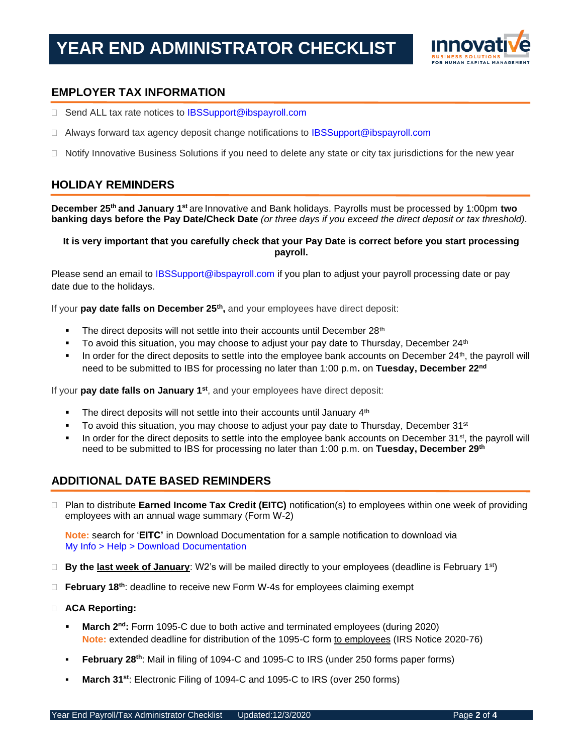# YEAR END ADMINISTRATOR CHECKLIST

## EMPLOYER TAX INFORMATION

- ☐ Send ALL tax rate notices to IBSSupport@ibspayroll.com
- ☐ Always forward tax agency deposit change notifications to IBSSupport@ibspayroll.com
- ☐ Notify Innovative Business Solutions if you need to delete any state or city tax jurisdictions for the new year

## HOLIDAY REMINDERS

**December 25th and January 1st** are Innovative and Bank holidays. Payrolls must be processed by 1:00pm **two banking days before the Pay Date/Check Date** *(or three days if you exceed the direct deposit or tax threshold)*.

**It is very important that you carefully check that your Pay Date is correct before you start processing payroll.**

Please send an email to IBSSupport@ibspayroll.com if you plan to adjust your payroll processing date or pay date due to the holidays.

If your **pay date falls on December 25th,** and your employees have direct deposit:

- The direct deposits will not settle into their accounts until December 28th
- To avoid this situation, you may choose to adjust your pay date to Thursday, December 24th
- In order for the direct deposits to settle into the employee bank accounts on December 24th, the payroll will need to be submitted to IBS for processing no later than 1:00 p.m**.** on **Tuesday, December 22nd**

If your **pay date falls on January 1st**, and your employees have direct deposit:

- The direct deposits will not settle into their accounts until January 4th
- To avoid this situation, you may choose to adjust your pay date to Thursday, December 31st
- In order for the direct deposits to settle into the employee bank accounts on December 31st, the payroll will need to be submitted to IBS for processing no later than 1:00 p.m. on **Tuesday, December 29th**

## ADDITIONAL DATE BASED REMINDERS

- ☐ Plan to distribute **Earned Income Tax Credit (EITC)** notification(s) to employees within one week of providing employees with an annual wage summary (Form W-2)

  **Note:** search for '**EITC'** in Download Documentation for a sample notification to download via My Info > Help > Download Documentation

- ☐ **By the last week of January**: W2's will be mailed directly to your employees (deadline is February 1st)
- ☐ **February 18th**: deadline to receive new Form W-4s for employees claiming exempt
- ☐ **ACA Reporting:**
  - **March 2nd:** Form 1095-C due to both active and terminated employees (during 2020)
    **Note:** extended deadline for distribution of the 1095-C form to employees (IRS Notice 2020-76)
  - **February 28th**: Mail in filing of 1094-C and 1095-C to IRS (under 250 forms paper forms)
  - **March 31st**: Electronic Filing of 1094-C and 1095-C to IRS (over 250 forms)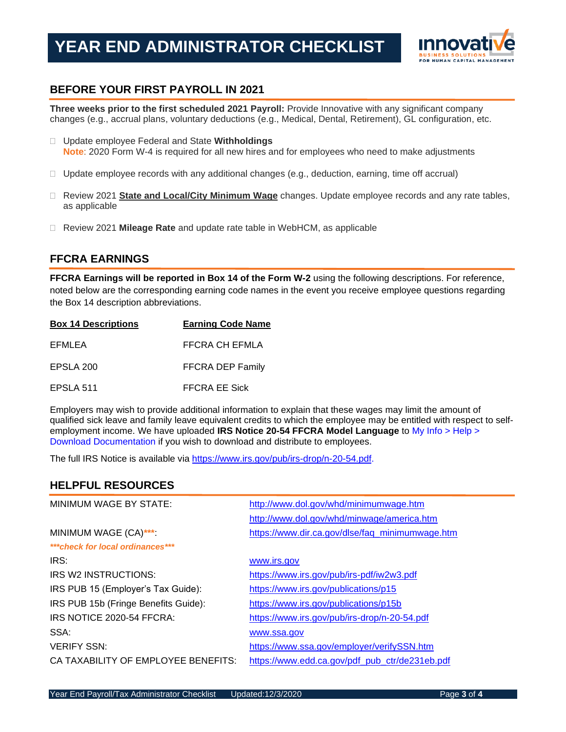# YEAR END ADMINISTRATOR CHECKLIST

## BEFORE YOUR FIRST PAYROLL IN 2021

**Three weeks prior to the first scheduled 2021 Payroll:** Provide Innovative with any significant company changes (e.g., accrual plans, voluntary deductions (e.g., Medical, Dental, Retirement), GL configuration, etc.

- ☐ Update employee Federal and State **Withholdings**
  **Note**: 2020 Form W-4 is required for all new hires and for employees who need to make adjustments
- ☐ Update employee records with any additional changes (e.g., deduction, earning, time off accrual)
- ☐ Review 2021 **State and Local/City Minimum Wage** changes. Update employee records and any rate tables, as applicable
- ☐ Review 2021 **Mileage Rate** and update rate table in WebHCM, as applicable

## FFCRA EARNINGS

**FFCRA Earnings will be reported in Box 14 of the Form W-2** using the following descriptions. For reference, noted below are the corresponding earning code names in the event you receive employee questions regarding the Box 14 description abbreviations.

| Box 14 Descriptions | Earning Code Name |
|---|---|
| EFMLEA | FFCRA CH EFMLA |
| EPSLA 200 | FFCRA DEP Family |
| EPSLA 511 | FFCRA EE Sick |

Employers may wish to provide additional information to explain that these wages may limit the amount of qualified sick leave and family leave equivalent credits to which the employee may be entitled with respect to self-employment income. We have uploaded **IRS Notice 20-54 FFCRA Model Language** to My Info > Help > Download Documentation if you wish to download and distribute to employees.

The full IRS Notice is available via https://www.irs.gov/pub/irs-drop/n-20-54.pdf.

## HELPFUL RESOURCES

| | |
|---|---|
| MINIMUM WAGE BY STATE: | http://www.dol.gov/whd/minimumwage.htm |
| | http://www.dol.gov/whd/minwage/america.htm |
| MINIMUM WAGE (CA)***: | https://www.dir.ca.gov/dlse/faq_minimumwage.htm |
| ****check for local ordinances**** | |
| IRS: | www.irs.gov |
| IRS W2 INSTRUCTIONS: | https://www.irs.gov/pub/irs-pdf/iw2w3.pdf |
| IRS PUB 15 (Employer's Tax Guide): | https://www.irs.gov/publications/p15 |
| IRS PUB 15b (Fringe Benefits Guide): | https://www.irs.gov/publications/p15b |
| IRS NOTICE 2020-54 FFCRA: | https://www.irs.gov/pub/irs-drop/n-20-54.pdf |
| SSA: | www.ssa.gov |
| VERIFY SSN: | https://www.ssa.gov/employer/verifySSN.htm |
| CA TAXABILITY OF EMPLOYEE BENEFITS: | https://www.edd.ca.gov/pdf_pub_ctr/de231eb.pdf |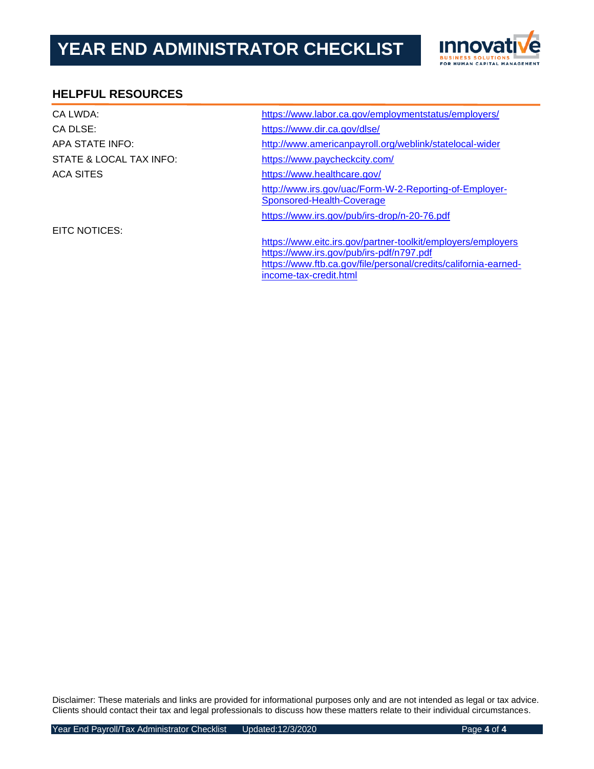## HELPFUL RESOURCES

| | |
|---|---|
| CA LWDA: | https://www.labor.ca.gov/employmentstatus/employers/ |
| CA DLSE: | https://www.dir.ca.gov/dlse/ |
| APA STATE INFO: | http://www.americanpayroll.org/weblink/statelocal-wider |
| STATE & LOCAL TAX INFO: | https://www.paycheckcity.com/ |
| ACA SITES | https://www.healthcare.gov/ |
| | http://www.irs.gov/uac/Form-W-2-Reporting-of-Employer-Sponsored-Health-Coverage |
| | https://www.irs.gov/pub/irs-drop/n-20-76.pdf |
| EITC NOTICES: | https://www.eitc.irs.gov/partner-toolkit/employers/employers<br>https://www.irs.gov/pub/irs-pdf/n797.pdf<br>https://www.ftb.ca.gov/file/personal/credits/california-earned-income-tax-credit.html |

Disclaimer: These materials and links are provided for informational purposes only and are not intended as legal or tax advice. Clients should contact their tax and legal professionals to discuss how these matters relate to their individual circumstances.